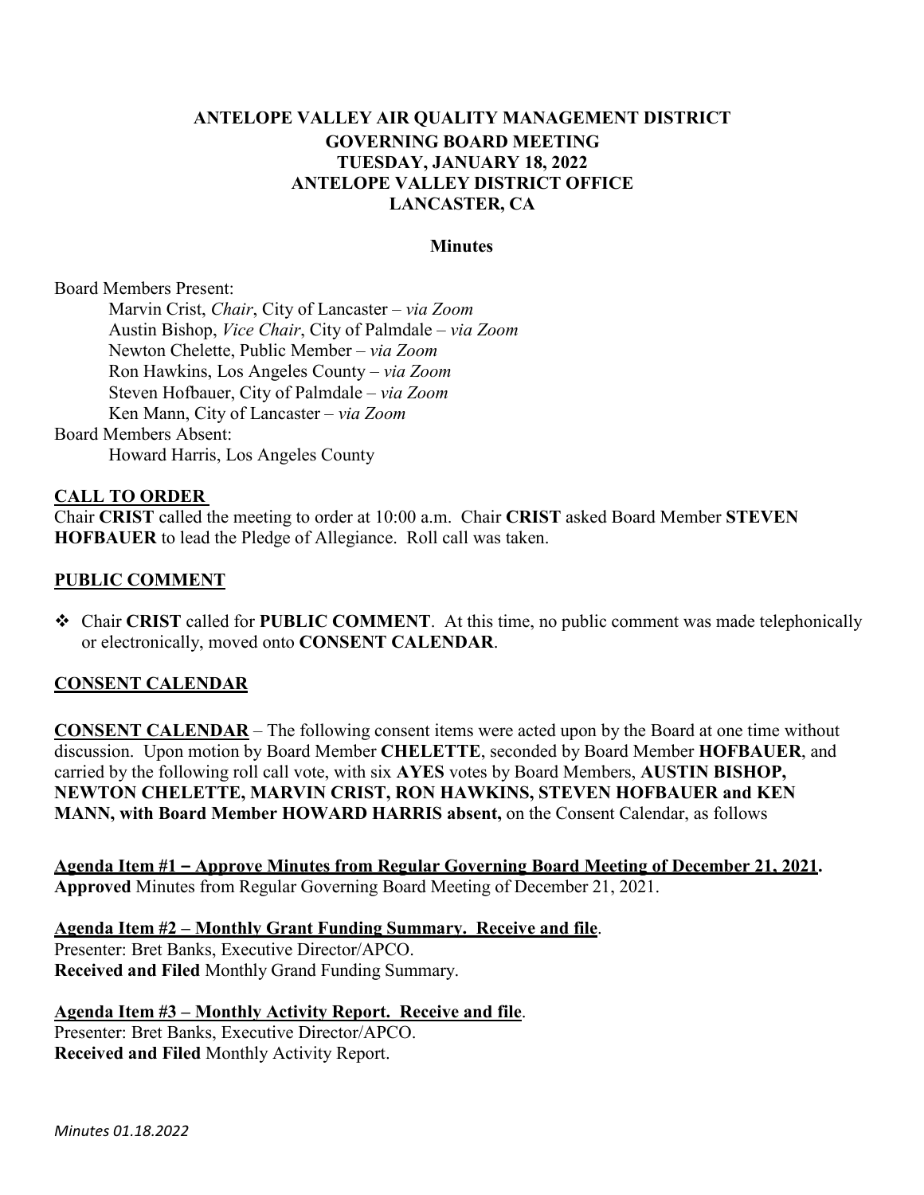# ANTELOPE VALLEY AIR QUALITY MANAGEMENT DISTRICT
## GOVERNING BOARD MEETING
## TUESDAY, JANUARY 18, 2022
## ANTELOPE VALLEY DISTRICT OFFICE
## LANCASTER, CA

### Minutes

Board Members Present:

Marvin Crist, *Chair*, City of Lancaster – *via Zoom*
Austin Bishop, *Vice Chair*, City of Palmdale – *via Zoom*
Newton Chelette, Public Member – *via Zoom*
Ron Hawkins, Los Angeles County – *via Zoom*
Steven Hofbauer, City of Palmdale – *via Zoom*
Ken Mann, City of Lancaster – *via Zoom*

Board Members Absent:

Howard Harris, Los Angeles County

**CALL TO ORDER**

Chair **CRIST** called the meeting to order at 10:00 a.m. Chair **CRIST** asked Board Member **STEVEN HOFBAUER** to lead the Pledge of Allegiance. Roll call was taken.

**PUBLIC COMMENT**

- Chair **CRIST** called for **PUBLIC COMMENT**. At this time, no public comment was made telephonically or electronically, moved onto **CONSENT CALENDAR**.

**CONSENT CALENDAR**

**CONSENT CALENDAR** – The following consent items were acted upon by the Board at one time without discussion. Upon motion by Board Member **CHELETTE**, seconded by Board Member **HOFBAUER**, and carried by the following roll call vote, with six **AYES** votes by Board Members, **AUSTIN BISHOP, NEWTON CHELETTE, MARVIN CRIST, RON HAWKINS, STEVEN HOFBAUER and KEN MANN, with Board Member HOWARD HARRIS absent,** on the Consent Calendar, as follows

**Agenda Item #1 – Approve Minutes from Regular Governing Board Meeting of December 21, 2021.**
**Approved** Minutes from Regular Governing Board Meeting of December 21, 2021.

**Agenda Item #2 – Monthly Grant Funding Summary. Receive and file**.
Presenter: Bret Banks, Executive Director/APCO.
**Received and Filed** Monthly Grand Funding Summary.

**Agenda Item #3 – Monthly Activity Report. Receive and file**.
Presenter: Bret Banks, Executive Director/APCO.
**Received and Filed** Monthly Activity Report.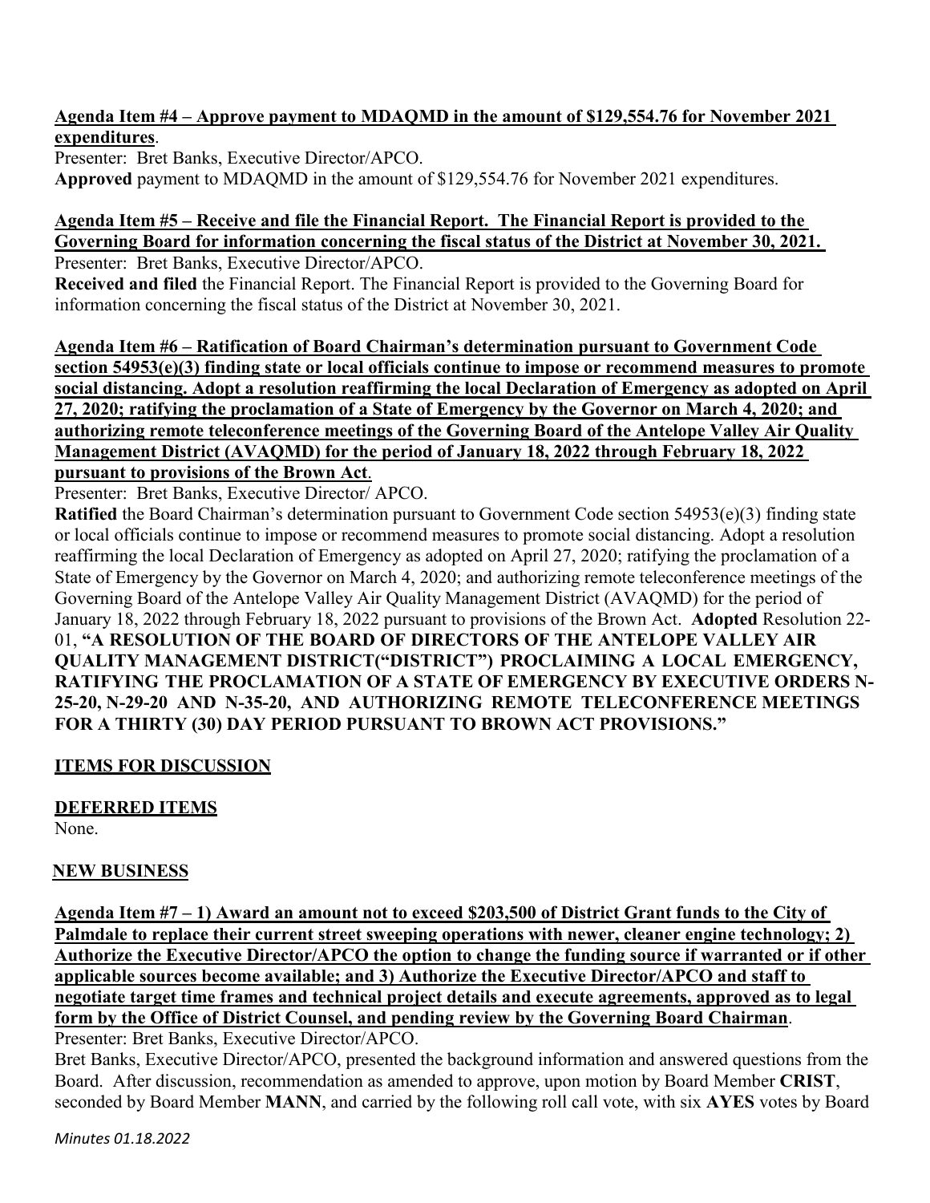**Agenda Item #4 – Approve payment to MDAQMD in the amount of $129,554.76 for November 2021 expenditures**.

Presenter: Bret Banks, Executive Director/APCO.

**Approved** payment to MDAQMD in the amount of $129,554.76 for November 2021 expenditures.

**Agenda Item #5 – Receive and file the Financial Report. The Financial Report is provided to the Governing Board for information concerning the fiscal status of the District at November 30, 2021.**

Presenter: Bret Banks, Executive Director/APCO.

**Received and filed** the Financial Report. The Financial Report is provided to the Governing Board for information concerning the fiscal status of the District at November 30, 2021.

**Agenda Item #6 – Ratification of Board Chairman's determination pursuant to Government Code section 54953(e)(3) finding state or local officials continue to impose or recommend measures to promote social distancing. Adopt a resolution reaffirming the local Declaration of Emergency as adopted on April 27, 2020; ratifying the proclamation of a State of Emergency by the Governor on March 4, 2020; and authorizing remote teleconference meetings of the Governing Board of the Antelope Valley Air Quality Management District (AVAQMD) for the period of January 18, 2022 through February 18, 2022 pursuant to provisions of the Brown Act**.

Presenter: Bret Banks, Executive Director/ APCO.

**Ratified** the Board Chairman's determination pursuant to Government Code section 54953(e)(3) finding state or local officials continue to impose or recommend measures to promote social distancing. Adopt a resolution reaffirming the local Declaration of Emergency as adopted on April 27, 2020; ratifying the proclamation of a State of Emergency by the Governor on March 4, 2020; and authorizing remote teleconference meetings of the Governing Board of the Antelope Valley Air Quality Management District (AVAQMD) for the period of January 18, 2022 through February 18, 2022 pursuant to provisions of the Brown Act. **Adopted** Resolution 22-01, **"A RESOLUTION OF THE BOARD OF DIRECTORS OF THE ANTELOPE VALLEY AIR QUALITY MANAGEMENT DISTRICT("DISTRICT") PROCLAIMING A LOCAL EMERGENCY, RATIFYING THE PROCLAMATION OF A STATE OF EMERGENCY BY EXECUTIVE ORDERS N-25-20, N-29-20 AND N-35-20, AND AUTHORIZING REMOTE TELECONFERENCE MEETINGS FOR A THIRTY (30) DAY PERIOD PURSUANT TO BROWN ACT PROVISIONS."**

## ITEMS FOR DISCUSSION

## DEFERRED ITEMS

None.

## NEW BUSINESS

**Agenda Item #7 – 1) Award an amount not to exceed $203,500 of District Grant funds to the City of Palmdale to replace their current street sweeping operations with newer, cleaner engine technology; 2) Authorize the Executive Director/APCO the option to change the funding source if warranted or if other applicable sources become available; and 3) Authorize the Executive Director/APCO and staff to negotiate target time frames and technical project details and execute agreements, approved as to legal form by the Office of District Counsel, and pending review by the Governing Board Chairman**.

Presenter: Bret Banks, Executive Director/APCO.

Bret Banks, Executive Director/APCO, presented the background information and answered questions from the Board. After discussion, recommendation as amended to approve, upon motion by Board Member **CRIST**, seconded by Board Member **MANN**, and carried by the following roll call vote, with six **AYES** votes by Board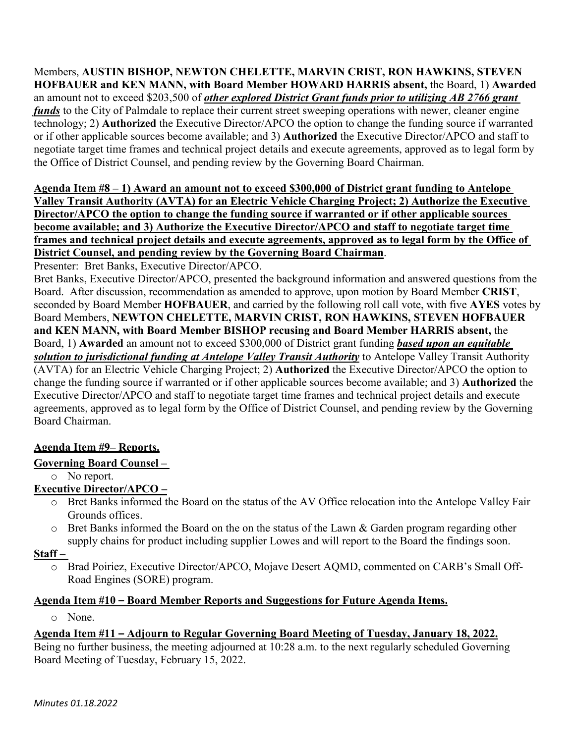Members, **AUSTIN BISHOP, NEWTON CHELETTE, MARVIN CRIST, RON HAWKINS, STEVEN HOFBAUER and KEN MANN, with Board Member HOWARD HARRIS absent,** the Board, 1) **Awarded** an amount not to exceed $203,500 of ***other explored District Grant funds prior to utilizing AB 2766 grant funds*** to the City of Palmdale to replace their current street sweeping operations with newer, cleaner engine technology; 2) **Authorized** the Executive Director/APCO the option to change the funding source if warranted or if other applicable sources become available; and 3) **Authorized** the Executive Director/APCO and staff to negotiate target time frames and technical project details and execute agreements, approved as to legal form by the Office of District Counsel, and pending review by the Governing Board Chairman.

**Agenda Item #8 – 1) Award an amount not to exceed $300,000 of District grant funding to Antelope Valley Transit Authority (AVTA) for an Electric Vehicle Charging Project; 2) Authorize the Executive Director/APCO the option to change the funding source if warranted or if other applicable sources become available; and 3) Authorize the Executive Director/APCO and staff to negotiate target time frames and technical project details and execute agreements, approved as to legal form by the Office of District Counsel, and pending review by the Governing Board Chairman**.

Presenter: Bret Banks, Executive Director/APCO.

Bret Banks, Executive Director/APCO, presented the background information and answered questions from the Board. After discussion, recommendation as amended to approve, upon motion by Board Member **CRIST**, seconded by Board Member **HOFBAUER**, and carried by the following roll call vote, with five **AYES** votes by Board Members, **NEWTON CHELETTE, MARVIN CRIST, RON HAWKINS, STEVEN HOFBAUER and KEN MANN, with Board Member BISHOP recusing and Board Member HARRIS absent,** the Board, 1) **Awarded** an amount not to exceed $300,000 of District grant funding ***based upon an equitable solution to jurisdictional funding at Antelope Valley Transit Authority*** to Antelope Valley Transit Authority (AVTA) for an Electric Vehicle Charging Project; 2) **Authorized** the Executive Director/APCO the option to change the funding source if warranted or if other applicable sources become available; and 3) **Authorized** the Executive Director/APCO and staff to negotiate target time frames and technical project details and execute agreements, approved as to legal form by the Office of District Counsel, and pending review by the Governing Board Chairman.

**Agenda Item #9– Reports.**

**Governing Board Counsel –**

- No report.

**Executive Director/APCO –**

- Bret Banks informed the Board on the status of the AV Office relocation into the Antelope Valley Fair Grounds offices.
- Bret Banks informed the Board on the on the status of the Lawn & Garden program regarding other supply chains for product including supplier Lowes and will report to the Board the findings soon.

**Staff –**

- Brad Poiriez, Executive Director/APCO, Mojave Desert AQMD, commented on CARB's Small Off-Road Engines (SORE) program.

**Agenda Item #10 – Board Member Reports and Suggestions for Future Agenda Items.**

- None.

**Agenda Item #11 – Adjourn to Regular Governing Board Meeting of Tuesday, January 18, 2022.**

Being no further business, the meeting adjourned at 10:28 a.m. to the next regularly scheduled Governing Board Meeting of Tuesday, February 15, 2022.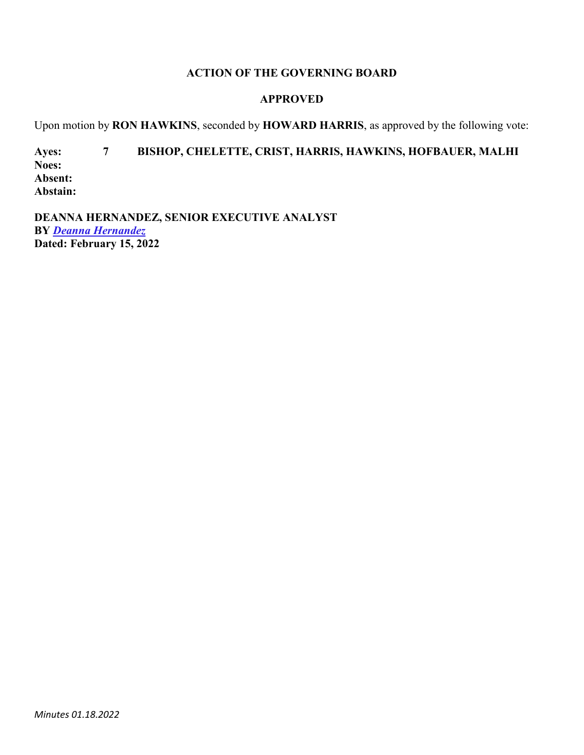**ACTION OF THE GOVERNING BOARD**

**APPROVED**

Upon motion by **RON HAWKINS**, seconded by **HOWARD HARRIS**, as approved by the following vote:

**Ayes:** **7** **BISHOP, CHELETTE, CRIST, HARRIS, HAWKINS, HOFBAUER, MALHI**
**Noes:**
**Absent:**
**Abstain:**

**DEANNA HERNANDEZ, SENIOR EXECUTIVE ANALYST**
**BY** ***Deanna Hernandez***
**Dated: February 15, 2022**

*Minutes 01.18.2022*